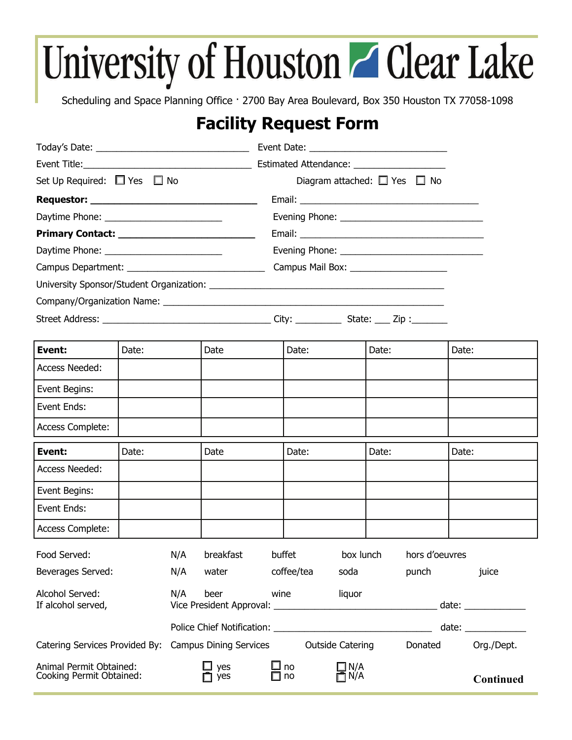# University of Houston Clear Lake

Scheduling and Space Planning Office · 2700 Bay Area Boulevard, Box 350 Houston TX 77058-1098

## Facility Request Form

Today's Date: ____________________________ Event Date: _________________________

Event Title:______________________________ Estimated Attendance: _________________

Set Up Required: ☐ Yes ☐ No Diagram attached: ☐ Yes ☐ No

**Requestor: ______________________________** Email: __________________________________

Daytime Phone: ______________________ Evening Phone: ___________________________

**Primary Contact: ________________________** Email: ___________________________________

Daytime Phone: ______________________ Evening Phone: ___________________________

Campus Department: __________________________ Campus Mail Box: _________________

University Sponsor/Student Organization: ___________________________________________

Company/Organization Name: _____________________________________________________

Street Address: _______________________________ City: ________ State: ___ Zip :_______

| **Event:** | Date: | Date | Date: | Date: | Date: |
|---|---|---|---|---|---|
| Access Needed: | | | | | |
| Event Begins: | | | | | |
| Event Ends: | | | | | |
| Access Complete: | | | | | |

| **Event:** | Date: | Date | Date: | Date: | Date: |
|---|---|---|---|---|---|
| Access Needed: | | | | | |
| Event Begins: | | | | | |
| Event Ends: | | | | | |
| Access Complete: | | | | | |

Food Served: N/A breakfast buffet box lunch hors d'oeuvres

Beverages Served: N/A water coffee/tea soda punch juice

Alcohol Served: N/A beer wine liquor

If alcohol served, Vice President Approval: ______________________________ date: ___________

Police Chief Notification: _____________________________ date: ___________

Catering Services Provided By: Campus Dining Services Outside Catering Donated Org./Dept.

Animal Permit Obtained: ☐ yes ☐ no ☐ N/A

Cooking Permit Obtained: ☐ yes ☐ no ☐ N/A

**Continued**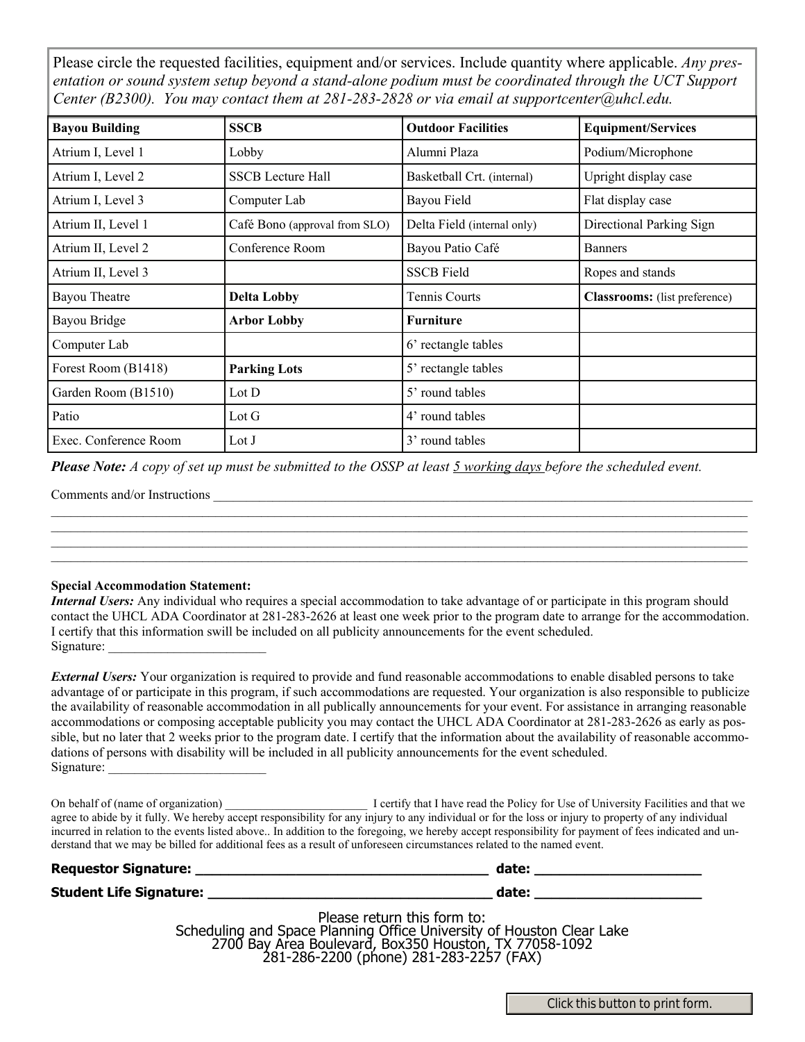Please circle the requested facilities, equipment and/or services. Include quantity where applicable. *Any presentation or sound system setup beyond a stand-alone podium must be coordinated through the UCT Support Center (B2300). You may contact them at 281-283-2828 or via email at supportcenter@uhcl.edu.*

| **Bayou Building** | **SSCB** | **Outdoor Facilities** | **Equipment/Services** |
|---|---|---|---|
| Atrium I, Level 1 | Lobby | Alumni Plaza | Podium/Microphone |
| Atrium I, Level 2 | SSCB Lecture Hall | Basketball Crt. (internal) | Upright display case |
| Atrium I, Level 3 | Computer Lab | Bayou Field | Flat display case |
| Atrium II, Level 1 | Café Bono (approval from SLO) | Delta Field (internal only) | Directional Parking Sign |
| Atrium II, Level 2 | Conference Room | Bayou Patio Café | Banners |
| Atrium II, Level 3 | | SSCB Field | Ropes and stands |
| Bayou Theatre | **Delta Lobby** | Tennis Courts | **Classrooms:** (list preference) |
| Bayou Bridge | **Arbor Lobby** | **Furniture** | |
| Computer Lab | | 6' rectangle tables | |
| Forest Room (B1418) | **Parking Lots** | 5' rectangle tables | |
| Garden Room (B1510) | Lot D | 5' round tables | |
| Patio | Lot G | 4' round tables | |
| Exec. Conference Room | Lot J | 3' round tables | |

***Please Note:*** *A copy of set up must be submitted to the OSSP at least* *5 working days* *before the scheduled event.*

Comments and/or Instructions ________________________________________________________________________________
________________________________________________________________________________________________________
________________________________________________________________________________________________________
________________________________________________________________________________________________________
________________________________________________________________________________________________________

**Special Accommodation Statement:**

***Internal Users:*** Any individual who requires a special accommodation to take advantage of or participate in this program should contact the UHCL ADA Coordinator at 281-283-2626 at least one week prior to the program date to arrange for the accommodation. I certify that this information swill be included on all publicity announcements for the event scheduled.
Signature: ________________________

***External Users:*** Your organization is required to provide and fund reasonable accommodations to enable disabled persons to take advantage of or participate in this program, if such accommodations are requested. Your organization is also responsible to publicize the availability of reasonable accommodation in all publically announcements for your event. For assistance in arranging reasonable accommodations or composing acceptable publicity you may contact the UHCL ADA Coordinator at 281-283-2626 as early as possible, but no later that 2 weeks prior to the program date. I certify that the information about the availability of reasonable accommodations of persons with disability will be included in all publicity announcements for the event scheduled.
Signature: ________________________

On behalf of (name of organization) ________________________ I certify that I have read the Policy for Use of University Facilities and that we agree to abide by it fully. We hereby accept responsibility for any injury to any individual or for the loss or injury to property of any individual incurred in relation to the events listed above.. In addition to the foregoing, we hereby accept responsibility for payment of fees indicated and understand that we may be billed for additional fees as a result of unforeseen circumstances related to the named event.

**Requestor Signature: ____________________________________ date: ____________________**

**Student Life Signature: ___________________________________ date: ____________________**

Please return this form to:
Scheduling and Space Planning Office University of Houston Clear Lake
2700 Bay Area Boulevard, Box350 Houston, TX 77058-1092
281-286-2200 (phone) 281-283-2257 (FAX)

Click this button to print form.